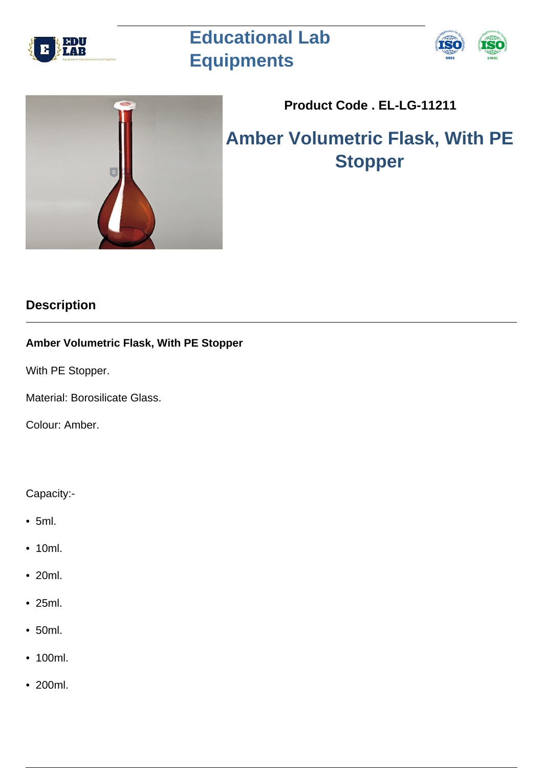# Educational Lab Equipments

**Product Code . EL-LG-11211**

## Amber Volumetric Flask, With PE Stopper

### Description

**Amber Volumetric Flask, With PE Stopper**

With PE Stopper.

Material: Borosilicate Glass.

Colour: Amber.

Capacity:-

- 5ml.
- 10ml.
- 20ml.
- 25ml.
- 50ml.
- 100ml.
- 200ml.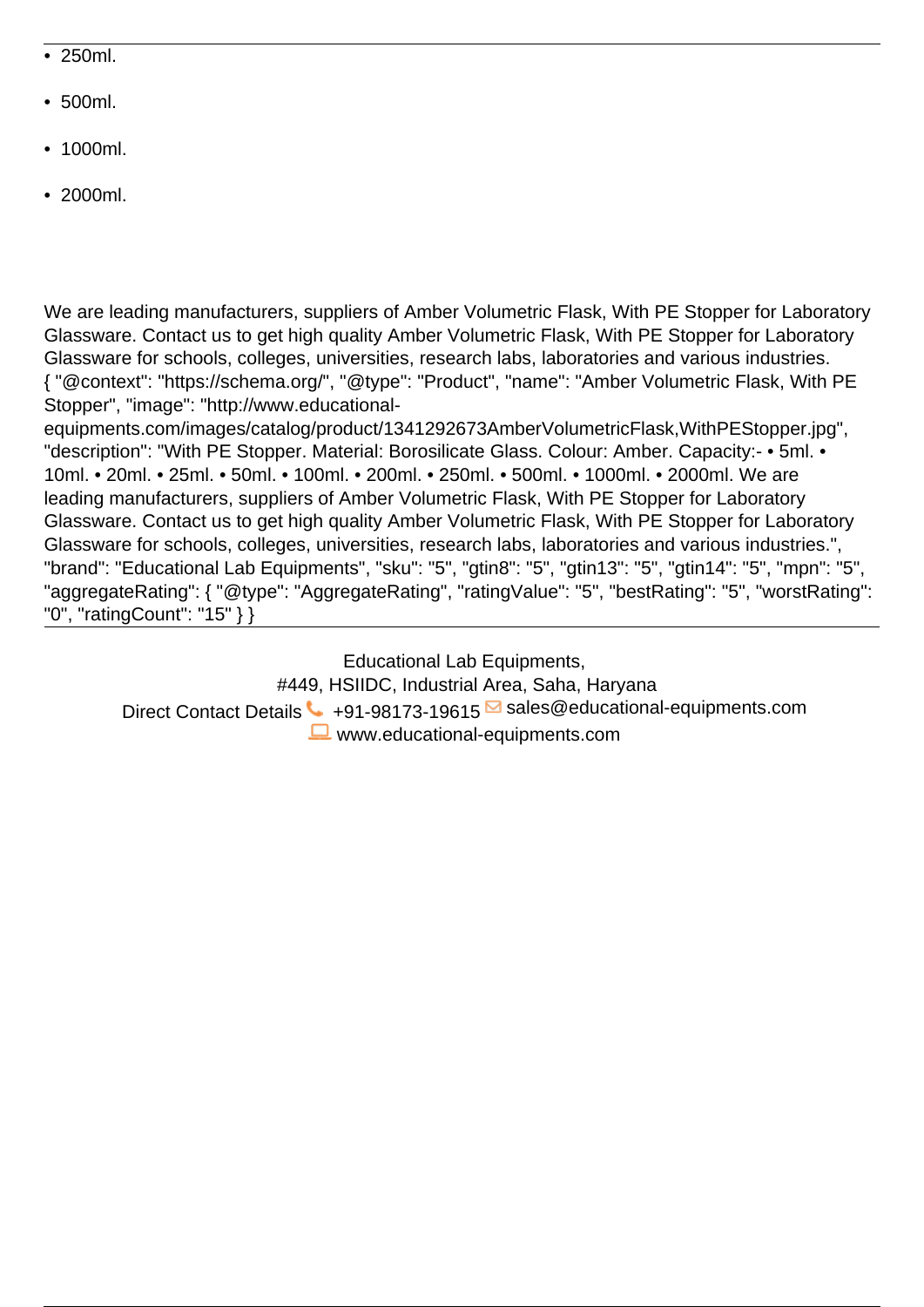- 250ml.
- 500ml.
- 1000ml.
- 2000ml.

We are leading manufacturers, suppliers of Amber Volumetric Flask, With PE Stopper for Laboratory Glassware. Contact us to get high quality Amber Volumetric Flask, With PE Stopper for Laboratory Glassware for schools, colleges, universities, research labs, laboratories and various industries. { "@context": "https://schema.org/", "@type": "Product", "name": "Amber Volumetric Flask, With PE Stopper", "image": "http://www.educational-equipments.com/images/catalog/product/1341292673AmberVolumetricFlask,WithPEStopper.jpg", "description": "With PE Stopper. Material: Borosilicate Glass. Colour: Amber. Capacity:- • 5ml. • 10ml. • 20ml. • 25ml. • 50ml. • 100ml. • 200ml. • 250ml. • 500ml. • 1000ml. • 2000ml. We are leading manufacturers, suppliers of Amber Volumetric Flask, With PE Stopper for Laboratory Glassware. Contact us to get high quality Amber Volumetric Flask, With PE Stopper for Laboratory Glassware for schools, colleges, universities, research labs, laboratories and various industries.", "brand": "Educational Lab Equipments", "sku": "5", "gtin8": "5", "gtin13": "5", "gtin14": "5", "mpn": "5", "aggregateRating": { "@type": "AggregateRating", "ratingValue": "5", "bestRating": "5", "worstRating": "0", "ratingCount": "15" } }

Educational Lab Equipments,
#449, HSIIDC, Industrial Area, Saha, Haryana
Direct Contact Details +91-98173-19615 sales@educational-equipments.com
www.educational-equipments.com